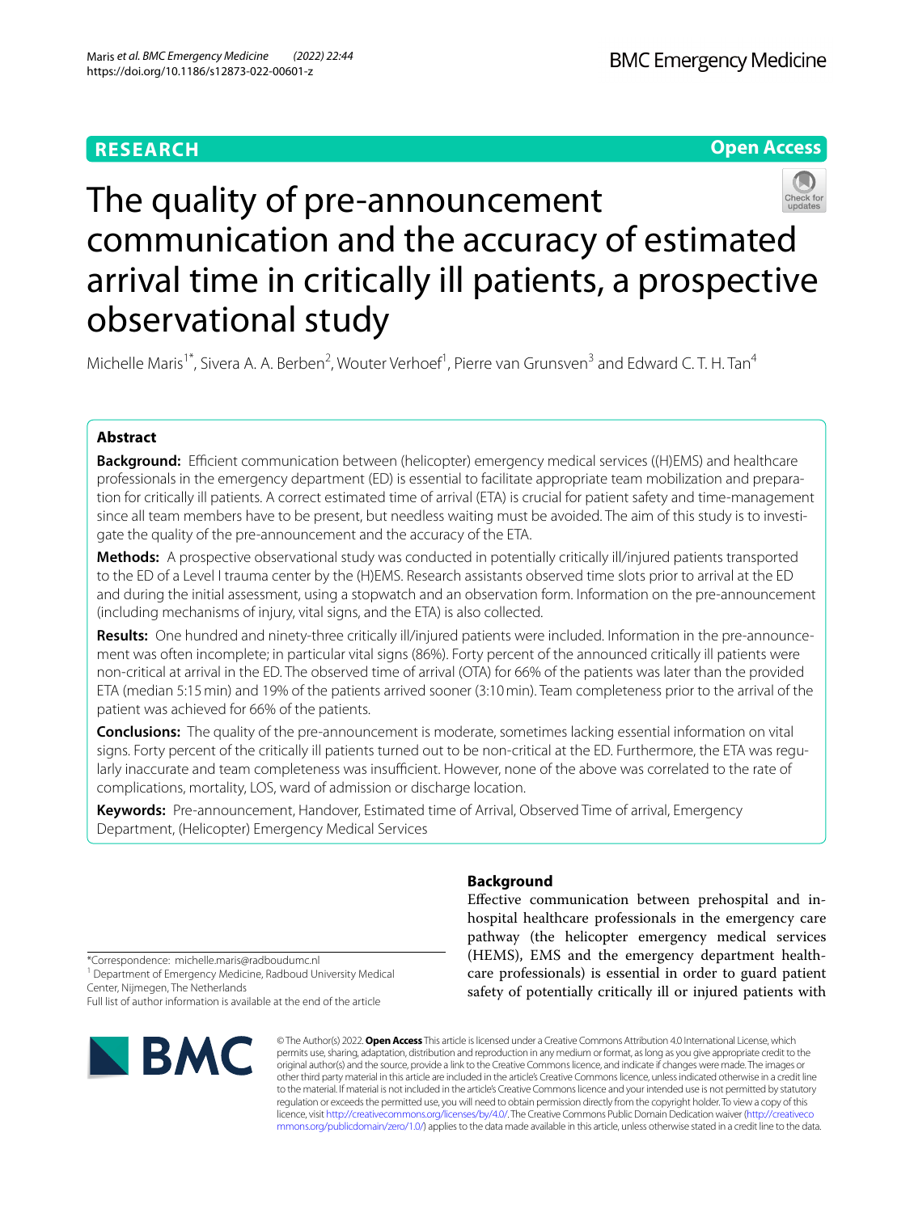RESEARCH

Open Access

# The quality of pre-announcement communication and the accuracy of estimated arrival time in critically ill patients, a prospective observational study

Michelle Maris[1*], Sivera A. A. Berben[2], Wouter Verhoef[1], Pierre van Grunsven[3] and Edward C. T. H. Tan[4]

## Abstract

**Background:** Efficient communication between (helicopter) emergency medical services ((H)EMS) and healthcare professionals in the emergency department (ED) is essential to facilitate appropriate team mobilization and preparation for critically ill patients. A correct estimated time of arrival (ETA) is crucial for patient safety and time-management since all team members have to be present, but needless waiting must be avoided. The aim of this study is to investigate the quality of the pre-announcement and the accuracy of the ETA.

**Methods:** A prospective observational study was conducted in potentially critically ill/injured patients transported to the ED of a Level I trauma center by the (H)EMS. Research assistants observed time slots prior to arrival at the ED and during the initial assessment, using a stopwatch and an observation form. Information on the pre-announcement (including mechanisms of injury, vital signs, and the ETA) is also collected.

**Results:** One hundred and ninety-three critically ill/injured patients were included. Information in the pre-announcement was often incomplete; in particular vital signs (86%). Forty percent of the announced critically ill patients were non-critical at arrival in the ED. The observed time of arrival (OTA) for 66% of the patients was later than the provided ETA (median 5:15 min) and 19% of the patients arrived sooner (3:10 min). Team completeness prior to the arrival of the patient was achieved for 66% of the patients.

**Conclusions:** The quality of the pre-announcement is moderate, sometimes lacking essential information on vital signs. Forty percent of the critically ill patients turned out to be non-critical at the ED. Furthermore, the ETA was regularly inaccurate and team completeness was insufficient. However, none of the above was correlated to the rate of complications, mortality, LOS, ward of admission or discharge location.

**Keywords:** Pre-announcement, Handover, Estimated time of Arrival, Observed Time of arrival, Emergency Department, (Helicopter) Emergency Medical Services

## Background

Effective communication between prehospital and in-hospital healthcare professionals in the emergency care pathway (the helicopter emergency medical services (HEMS), EMS and the emergency department healthcare professionals) is essential in order to guard patient safety of potentially critically ill or injured patients with

*Correspondence: michelle.maris@radboudumc.nl
[1] Department of Emergency Medicine, Radboud University Medical Center, Nijmegen, The Netherlands
Full list of author information is available at the end of the article

© The Author(s) 2022. **Open Access** This article is licensed under a Creative Commons Attribution 4.0 International License, which permits use, sharing, adaptation, distribution and reproduction in any medium or format, as long as you give appropriate credit to the original author(s) and the source, provide a link to the Creative Commons licence, and indicate if changes were made. The images or other third party material in this article are included in the article's Creative Commons licence, unless indicated otherwise in a credit line to the material. If material is not included in the article's Creative Commons licence and your intended use is not permitted by statutory regulation or exceeds the permitted use, you will need to obtain permission directly from the copyright holder. To view a copy of this licence, visit http://creativecommons.org/licenses/by/4.0/. The Creative Commons Public Domain Dedication waiver (http://creativecommons.org/publicdomain/zero/1.0/) applies to the data made available in this article, unless otherwise stated in a credit line to the data.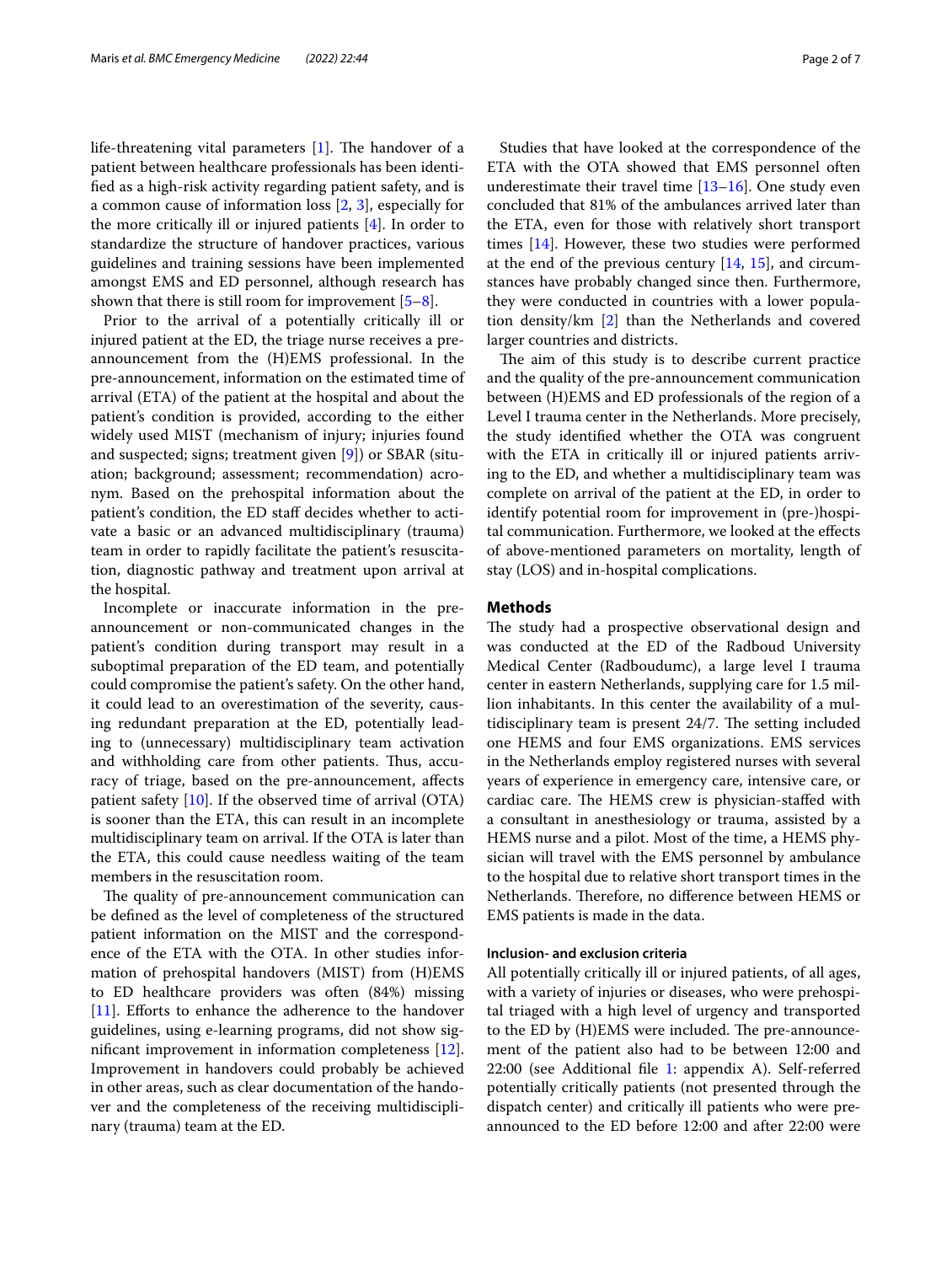life-threatening vital parameters [1]. The handover of a patient between healthcare professionals has been identified as a high-risk activity regarding patient safety, and is a common cause of information loss [2, 3], especially for the more critically ill or injured patients [4]. In order to standardize the structure of handover practices, various guidelines and training sessions have been implemented amongst EMS and ED personnel, although research has shown that there is still room for improvement [5–8].

Prior to the arrival of a potentially critically ill or injured patient at the ED, the triage nurse receives a pre-announcement from the (H)EMS professional. In the pre-announcement, information on the estimated time of arrival (ETA) of the patient at the hospital and about the patient's condition is provided, according to the either widely used MIST (mechanism of injury; injuries found and suspected; signs; treatment given [9]) or SBAR (situation; background; assessment; recommendation) acronym. Based on the prehospital information about the patient's condition, the ED staff decides whether to activate a basic or an advanced multidisciplinary (trauma) team in order to rapidly facilitate the patient's resuscitation, diagnostic pathway and treatment upon arrival at the hospital.

Incomplete or inaccurate information in the pre-announcement or non-communicated changes in the patient's condition during transport may result in a suboptimal preparation of the ED team, and potentially could compromise the patient's safety. On the other hand, it could lead to an overestimation of the severity, causing redundant preparation at the ED, potentially leading to (unnecessary) multidisciplinary team activation and withholding care from other patients. Thus, accuracy of triage, based on the pre-announcement, affects patient safety [10]. If the observed time of arrival (OTA) is sooner than the ETA, this can result in an incomplete multidisciplinary team on arrival. If the OTA is later than the ETA, this could cause needless waiting of the team members in the resuscitation room.

The quality of pre-announcement communication can be defined as the level of completeness of the structured patient information on the MIST and the correspondence of the ETA with the OTA. In other studies information of prehospital handovers (MIST) from (H)EMS to ED healthcare providers was often (84%) missing [11]. Efforts to enhance the adherence to the handover guidelines, using e-learning programs, did not show significant improvement in information completeness [12]. Improvement in handovers could probably be achieved in other areas, such as clear documentation of the handover and the completeness of the receiving multidisciplinary (trauma) team at the ED.

Studies that have looked at the correspondence of the ETA with the OTA showed that EMS personnel often underestimate their travel time [13–16]. One study even concluded that 81% of the ambulances arrived later than the ETA, even for those with relatively short transport times [14]. However, these two studies were performed at the end of the previous century [14, 15], and circumstances have probably changed since then. Furthermore, they were conducted in countries with a lower population density/km [2] than the Netherlands and covered larger countries and districts.

The aim of this study is to describe current practice and the quality of the pre-announcement communication between (H)EMS and ED professionals of the region of a Level I trauma center in the Netherlands. More precisely, the study identified whether the OTA was congruent with the ETA in critically ill or injured patients arriving to the ED, and whether a multidisciplinary team was complete on arrival of the patient at the ED, in order to identify potential room for improvement in (pre-)hospital communication. Furthermore, we looked at the effects of above-mentioned parameters on mortality, length of stay (LOS) and in-hospital complications.

## Methods

The study had a prospective observational design and was conducted at the ED of the Radboud University Medical Center (Radboudumc), a large level I trauma center in eastern Netherlands, supplying care for 1.5 million inhabitants. In this center the availability of a multidisciplinary team is present 24/7. The setting included one HEMS and four EMS organizations. EMS services in the Netherlands employ registered nurses with several years of experience in emergency care, intensive care, or cardiac care. The HEMS crew is physician-staffed with a consultant in anesthesiology or trauma, assisted by a HEMS nurse and a pilot. Most of the time, a HEMS physician will travel with the EMS personnel by ambulance to the hospital due to relative short transport times in the Netherlands. Therefore, no difference between HEMS or EMS patients is made in the data.

### Inclusion- and exclusion criteria

All potentially critically ill or injured patients, of all ages, with a variety of injuries or diseases, who were prehospital triaged with a high level of urgency and transported to the ED by (H)EMS were included. The pre-announcement of the patient also had to be between 12:00 and 22:00 (see Additional file 1: appendix A). Self-referred potentially critically patients (not presented through the dispatch center) and critically ill patients who were pre-announced to the ED before 12:00 and after 22:00 were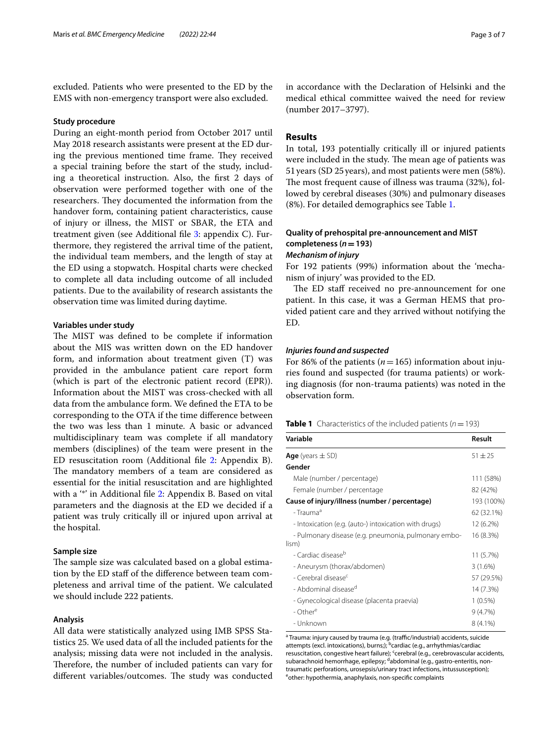excluded. Patients who were presented to the ED by the EMS with non-emergency transport were also excluded.

### Study procedure

During an eight-month period from October 2017 until May 2018 research assistants were present at the ED during the previous mentioned time frame. They received a special training before the start of the study, including a theoretical instruction. Also, the first 2 days of observation were performed together with one of the researchers. They documented the information from the handover form, containing patient characteristics, cause of injury or illness, the MIST or SBAR, the ETA and treatment given (see Additional file 3: appendix C). Furthermore, they registered the arrival time of the patient, the individual team members, and the length of stay at the ED using a stopwatch. Hospital charts were checked to complete all data including outcome of all included patients. Due to the availability of research assistants the observation time was limited during daytime.

### Variables under study

The MIST was defined to be complete if information about the MIS was written down on the ED handover form, and information about treatment given (T) was provided in the ambulance patient care report form (which is part of the electronic patient record (EPR)). Information about the MIST was cross-checked with all data from the ambulance form. We defined the ETA to be corresponding to the OTA if the time difference between the two was less than 1 minute. A basic or advanced multidisciplinary team was complete if all mandatory members (disciplines) of the team were present in the ED resuscitation room (Additional file 2: Appendix B). The mandatory members of a team are considered as essential for the initial resuscitation and are highlighted with a '*' in Additional file 2: Appendix B. Based on vital parameters and the diagnosis at the ED we decided if a patient was truly critically ill or injured upon arrival at the hospital.

### Sample size

The sample size was calculated based on a global estimation by the ED staff of the difference between team completeness and arrival time of the patient. We calculated we should include 222 patients.

### Analysis

All data were statistically analyzed using IMB SPSS Statistics 25. We used data of all the included patients for the analysis; missing data were not included in the analysis. Therefore, the number of included patients can vary for different variables/outcomes. The study was conducted in accordance with the Declaration of Helsinki and the medical ethical committee waived the need for review (number 2017–3797).

## Results

In total, 193 potentially critically ill or injured patients were included in the study. The mean age of patients was 51 years (SD 25 years), and most patients were men (58%). The most frequent cause of illness was trauma (32%), followed by cerebral diseases (30%) and pulmonary diseases (8%). For detailed demographics see Table 1.

### Quality of prehospital pre-announcement and MIST completeness ($n = 193$)

#### *Mechanism of injury*

For 192 patients (99%) information about the 'mechanism of injury' was provided to the ED.

The ED staff received no pre-announcement for one patient. In this case, it was a German HEMS that provided patient care and they arrived without notifying the ED.

#### *Injuries found and suspected*

For 86% of the patients ($n = 165$) information about injuries found and suspected (for trauma patients) or working diagnosis (for non-trauma patients) was noted in the observation form.

**Table 1** Characteristics of the included patients ($n = 193$)

| Variable | Result |
|---|---|
| **Age** (years ± SD) | 51 ± 25 |
| **Gender** | |
| Male (number / percentage) | 111 (58%) |
| Female (number / percentage | 82 (42%) |
| **Cause of injury/illness (number / percentage)** | 193 (100%) |
| - Trauma[a] | 62 (32.1%) |
| - Intoxication (e.g. (auto-) intoxication with drugs) | 12 (6.2%) |
| - Pulmonary disease (e.g. pneumonia, pulmonary embolism) | 16 (8.3%) |
| - Cardiac disease[b] | 11 (5.7%) |
| - Aneurysm (thorax/abdomen) | 3 (1.6%) |
| - Cerebral disease[c] | 57 (29.5%) |
| - Abdominal disease[d] | 14 (7.3%) |
| - Gynecological disease (placenta praevia) | 1 (0.5%) |
| - Other[e] | 9 (4.7%) |
| - Unknown | 8 (4.1%) |

[a] Trauma: injury caused by trauma (e.g. (traffic/industrial) accidents, suicide attempts (excl. intoxications), burns);; [b]cardiac (e.g., arrhythmias/cardiac resuscitation, congestive heart failure); [c]cerebral (e.g., cerebrovascular accidents, subarachnoid hemorrhage, epilepsy; [d]abdominal (e.g., gastro-enteritis, non-traumatic perforations, urosepsis/urinary tract infections, intussusception); [e]other: hypothermia, anaphylaxis, non-specific complaints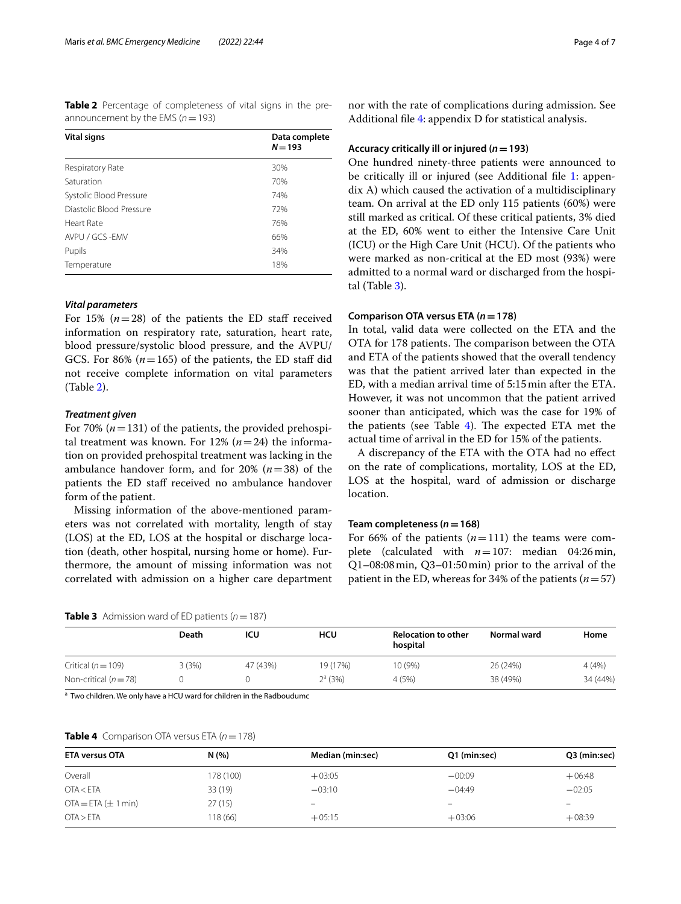**Table 2** Percentage of completeness of vital signs in the pre-announcement by the EMS ($n = 193$)

| Vital signs | Data complete $N = 193$ |
| --- | --- |
| Respiratory Rate | 30% |
| Saturation | 70% |
| Systolic Blood Pressure | 74% |
| Diastolic Blood Pressure | 72% |
| Heart Rate | 76% |
| AVPU / GCS -EMV | 66% |
| Pupils | 34% |
| Temperature | 18% |

### *Vital parameters*

For 15% ($n = 28$) of the patients the ED staff received information on respiratory rate, saturation, heart rate, blood pressure/systolic blood pressure, and the AVPU/GCS. For 86% ($n = 165$) of the patients, the ED staff did not receive complete information on vital parameters (Table 2).

### *Treatment given*

For 70% ($n = 131$) of the patients, the provided prehospital treatment was known. For 12% ($n = 24$) the information on provided prehospital treatment was lacking in the ambulance handover form, and for 20% ($n = 38$) of the patients the ED staff received no ambulance handover form of the patient.

Missing information of the above-mentioned parameters was not correlated with mortality, length of stay (LOS) at the ED, LOS at the hospital or discharge location (death, other hospital, nursing home or home). Furthermore, the amount of missing information was not correlated with admission on a higher care department nor with the rate of complications during admission. See Additional file 4: appendix D for statistical analysis.

### Accuracy critically ill or injured ($n = 193$)

One hundred ninety-three patients were announced to be critically ill or injured (see Additional file 1: appendix A) which caused the activation of a multidisciplinary team. On arrival at the ED only 115 patients (60%) were still marked as critical. Of these critical patients, 3% died at the ED, 60% went to either the Intensive Care Unit (ICU) or the High Care Unit (HCU). Of the patients who were marked as non-critical at the ED most (93%) were admitted to a normal ward or discharged from the hospital (Table 3).

### Comparison OTA versus ETA ($n = 178$)

In total, valid data were collected on the ETA and the OTA for 178 patients. The comparison between the OTA and ETA of the patients showed that the overall tendency was that the patient arrived later than expected in the ED, with a median arrival time of 5:15 min after the ETA. However, it was not uncommon that the patient arrived sooner than anticipated, which was the case for 19% of the patients (see Table 4). The expected ETA met the actual time of arrival in the ED for 15% of the patients.

A discrepancy of the ETA with the OTA had no effect on the rate of complications, mortality, LOS at the ED, LOS at the hospital, ward of admission or discharge location.

### Team completeness ($n = 168$)

For 66% of the patients ($n = 111$) the teams were complete (calculated with $n = 107$: median 04:26 min, Q1–08:08 min, Q3–01:50 min) prior to the arrival of the patient in the ED, whereas for 34% of the patients ($n = 57$)

**Table 3** Admission ward of ED patients ($n = 187$)

| | Death | ICU | HCU | Relocation to other hospital | Normal ward | Home |
| --- | --- | --- | --- | --- | --- | --- |
| Critical ($n = 109$) | 3 (3%) | 47 (43%) | 19 (17%) | 10 (9%) | 26 (24%) | 4 (4%) |
| Non-critical ($n = 78$) | 0 | 0 | 2[a] (3%) | 4 (5%) | 38 (49%) | 34 (44%) |

[a] Two children. We only have a HCU ward for children in the Radboudumc

**Table 4** Comparison OTA versus ETA ($n = 178$)

| ETA versus OTA | N (%) | Median (min:sec) | Q1 (min:sec) | Q3 (min:sec) |
| --- | --- | --- | --- | --- |
| Overall | 178 (100) | +03:05 | −00:09 | +06:48 |
| OTA < ETA | 33 (19) | −03:10 | −04:49 | −02:05 |
| OTA = ETA (± 1 min) | 27 (15) | – | – | – |
| OTA > ETA | 118 (66) | +05:15 | +03:06 | +08:39 |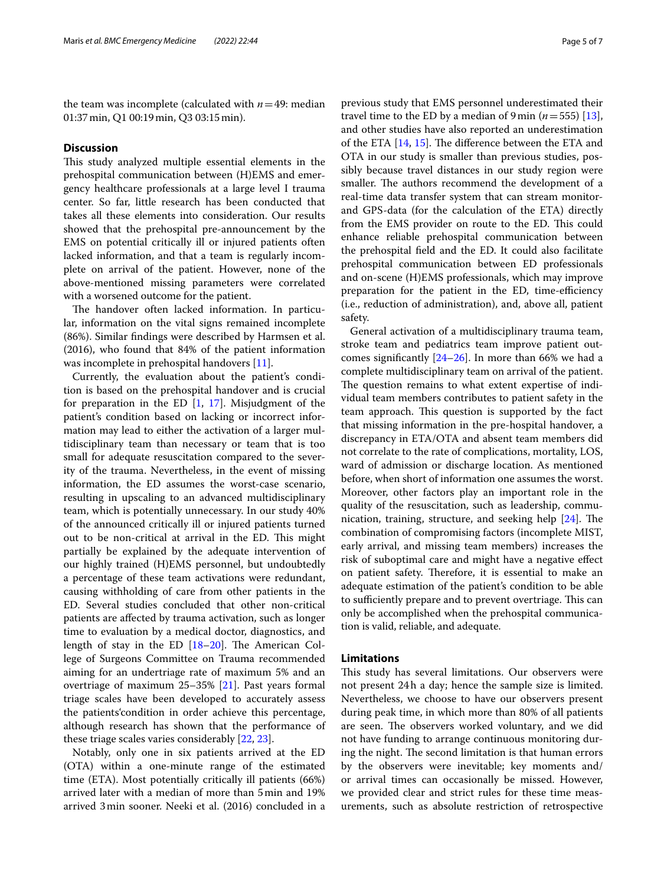the team was incomplete (calculated with $n=49$: median 01:37 min, Q1 00:19 min, Q3 03:15 min).

## Discussion

This study analyzed multiple essential elements in the prehospital communication between (H)EMS and emergency healthcare professionals at a large level I trauma center. So far, little research has been conducted that takes all these elements into consideration. Our results showed that the prehospital pre-announcement by the EMS on potential critically ill or injured patients often lacked information, and that a team is regularly incomplete on arrival of the patient. However, none of the above-mentioned missing parameters were correlated with a worsened outcome for the patient.

The handover often lacked information. In particular, information on the vital signs remained incomplete (86%). Similar findings were described by Harmsen et al. (2016), who found that 84% of the patient information was incomplete in prehospital handovers [11].

Currently, the evaluation about the patient's condition is based on the prehospital handover and is crucial for preparation in the ED [1, 17]. Misjudgment of the patient's condition based on lacking or incorrect information may lead to either the activation of a larger multidisciplinary team than necessary or team that is too small for adequate resuscitation compared to the severity of the trauma. Nevertheless, in the event of missing information, the ED assumes the worst-case scenario, resulting in upscaling to an advanced multidisciplinary team, which is potentially unnecessary. In our study 40% of the announced critically ill or injured patients turned out to be non-critical at arrival in the ED. This might partially be explained by the adequate intervention of our highly trained (H)EMS personnel, but undoubtedly a percentage of these team activations were redundant, causing withholding of care from other patients in the ED. Several studies concluded that other non-critical patients are affected by trauma activation, such as longer time to evaluation by a medical doctor, diagnostics, and length of stay in the ED [18–20]. The American College of Surgeons Committee on Trauma recommended aiming for an undertriage rate of maximum 5% and an overtriage of maximum 25–35% [21]. Past years formal triage scales have been developed to accurately assess the patients'condition in order achieve this percentage, although research has shown that the performance of these triage scales varies considerably [22, 23].

Notably, only one in six patients arrived at the ED (OTA) within a one-minute range of the estimated time (ETA). Most potentially critically ill patients (66%) arrived later with a median of more than 5 min and 19% arrived 3 min sooner. Neeki et al. (2016) concluded in a previous study that EMS personnel underestimated their travel time to the ED by a median of 9 min ($n=555$) [13], and other studies have also reported an underestimation of the ETA [14, 15]. The difference between the ETA and OTA in our study is smaller than previous studies, possibly because travel distances in our study region were smaller. The authors recommend the development of a real-time data transfer system that can stream monitor- and GPS-data (for the calculation of the ETA) directly from the EMS provider on route to the ED. This could enhance reliable prehospital communication between the prehospital field and the ED. It could also facilitate prehospital communication between ED professionals and on-scene (H)EMS professionals, which may improve preparation for the patient in the ED, time-efficiency (i.e., reduction of administration), and, above all, patient safety.

General activation of a multidisciplinary trauma team, stroke team and pediatrics team improve patient outcomes significantly [24–26]. In more than 66% we had a complete multidisciplinary team on arrival of the patient. The question remains to what extent expertise of individual team members contributes to patient safety in the team approach. This question is supported by the fact that missing information in the pre-hospital handover, a discrepancy in ETA/OTA and absent team members did not correlate to the rate of complications, mortality, LOS, ward of admission or discharge location. As mentioned before, when short of information one assumes the worst. Moreover, other factors play an important role in the quality of the resuscitation, such as leadership, communication, training, structure, and seeking help [24]. The combination of compromising factors (incomplete MIST, early arrival, and missing team members) increases the risk of suboptimal care and might have a negative effect on patient safety. Therefore, it is essential to make an adequate estimation of the patient's condition to be able to sufficiently prepare and to prevent overtriage. This can only be accomplished when the prehospital communication is valid, reliable, and adequate.

## Limitations

This study has several limitations. Our observers were not present 24 h a day; hence the sample size is limited. Nevertheless, we choose to have our observers present during peak time, in which more than 80% of all patients are seen. The observers worked voluntary, and we did not have funding to arrange continuous monitoring during the night. The second limitation is that human errors by the observers were inevitable; key moments and/or arrival times can occasionally be missed. However, we provided clear and strict rules for these time measurements, such as absolute restriction of retrospective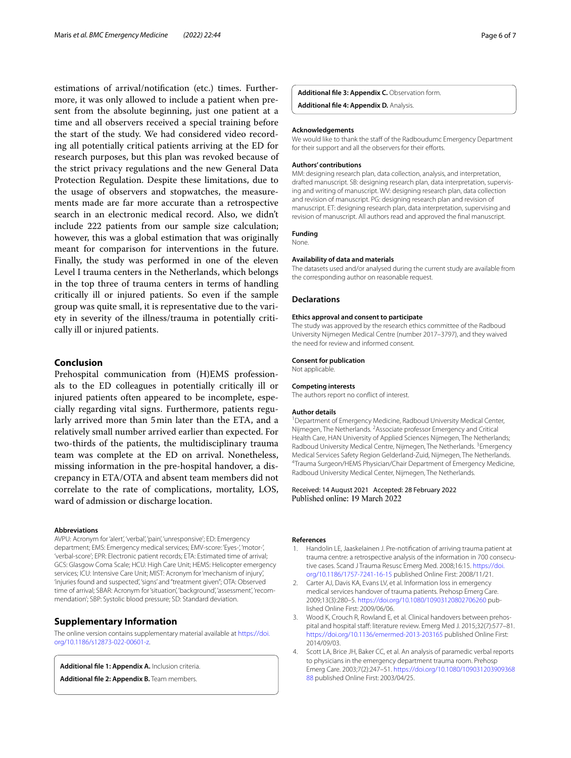estimations of arrival/notification (etc.) times. Furthermore, it was only allowed to include a patient when present from the absolute beginning, just one patient at a time and all observers received a special training before the start of the study. We had considered video recording all potentially critical patients arriving at the ED for research purposes, but this plan was revoked because of the strict privacy regulations and the new General Data Protection Regulation. Despite these limitations, due to the usage of observers and stopwatches, the measurements made are far more accurate than a retrospective search in an electronic medical record. Also, we didn't include 222 patients from our sample size calculation; however, this was a global estimation that was originally meant for comparison for interventions in the future. Finally, the study was performed in one of the eleven Level I trauma centers in the Netherlands, which belongs in the top three of trauma centers in terms of handling critically ill or injured patients. So even if the sample group was quite small, it is representative due to the variety in severity of the illness/trauma in potentially critically ill or injured patients.

## Conclusion

Prehospital communication from (H)EMS professionals to the ED colleagues in potentially critically ill or injured patients often appeared to be incomplete, especially regarding vital signs. Furthermore, patients regularly arrived more than 5 min later than the ETA, and a relatively small number arrived earlier than expected. For two-thirds of the patients, the multidisciplinary trauma team was complete at the ED on arrival. Nonetheless, missing information in the pre-hospital handover, a discrepancy in ETA/OTA and absent team members did not correlate to the rate of complications, mortality, LOS, ward of admission or discharge location.

### Abbreviations

AVPU: Acronym for 'alert', 'verbal', 'pain', 'unresponsive'; ED: Emergency department; EMS: Emergency medical services; EMV-score: 'Eyes-', 'motor-', 'verbal-score'; EPR: Electronic patient records; ETA: Estimated time of arrival; GCS: Glasgow Coma Scale; HCU: High Care Unit; HEMS: Helicopter emergency services; ICU: Intensive Care Unit; MIST: Acronym for 'mechanism of injury', 'injuries found and suspected', 'signs' and "treatment given"; OTA: Observed time of arrival; SBAR: Acronym for 'situation', 'background', 'assessment', 'recommendation'; SBP: Systolic blood pressure; SD: Standard deviation.

## Supplementary Information

The online version contains supplementary material available at https://doi.org/10.1186/s12873-022-00601-z.

**Additional file 1: Appendix A.** Inclusion criteria.

**Additional file 2: Appendix B.** Team members.

**Additional file 3: Appendix C.** Observation form.

**Additional file 4: Appendix D.** Analysis.

### Acknowledgements

We would like to thank the staff of the Radboudumc Emergency Department for their support and all the observers for their efforts.

### Authors' contributions

MM: designing research plan, data collection, analysis, and interpretation, drafted manuscript. SB: designing research plan, data interpretation, supervising and writing of manuscript. WV: designing research plan, data collection and revision of manuscript. PG: designing research plan and revision of manuscript. ET: designing research plan, data interpretation, supervising and revision of manuscript. All authors read and approved the final manuscript.

### Funding

None.

### Availability of data and materials

The datasets used and/or analysed during the current study are available from the corresponding author on reasonable request.

## Declarations

### Ethics approval and consent to participate

The study was approved by the research ethics committee of the Radboud University Nijmegen Medical Centre (number 2017–3797), and they waived the need for review and informed consent.

### Consent for publication

Not applicable.

### Competing interests

The authors report no conflict of interest.

### Author details

[1]Department of Emergency Medicine, Radboud University Medical Center, Nijmegen, The Netherlands. [2]Associate professor Emergency and Critical Health Care, HAN University of Applied Sciences Nijmegen, The Netherlands; Radboud University Medical Centre, Nijmegen, The Netherlands. [3]Emergency Medical Services Safety Region Gelderland-Zuid, Nijmegen, The Netherlands. [4]Trauma Surgeon/HEMS Physician/Chair Department of Emergency Medicine, Radboud University Medical Center, Nijmegen, The Netherlands.

Received: 14 August 2021 Accepted: 28 February 2022
Published online: 19 March 2022

### References

1. Handolin LE, Jaaskelainen J. Pre-notification of arriving trauma patient at trauma centre: a retrospective analysis of the information in 700 consecutive cases. Scand J Trauma Resusc Emerg Med. 2008;16:15. https://doi.org/10.1186/1757-7241-16-15 published Online First: 2008/11/21.
2. Carter AJ, Davis KA, Evans LV, et al. Information loss in emergency medical services handover of trauma patients. Prehosp Emerg Care. 2009;13(3):280–5. https://doi.org/10.1080/10903120802706260 published Online First: 2009/06/06.
3. Wood K, Crouch R, Rowland E, et al. Clinical handovers between prehospital and hospital staff: literature review. Emerg Med J. 2015;32(7):577–81. https://doi.org/10.1136/emermed-2013-203165 published Online First: 2014/09/03.
4. Scott LA, Brice JH, Baker CC, et al. An analysis of paramedic verbal reports to physicians in the emergency department trauma room. Prehosp Emerg Care. 2003;7(2):247–51. https://doi.org/10.1080/10903120390936888 published Online First: 2003/04/25.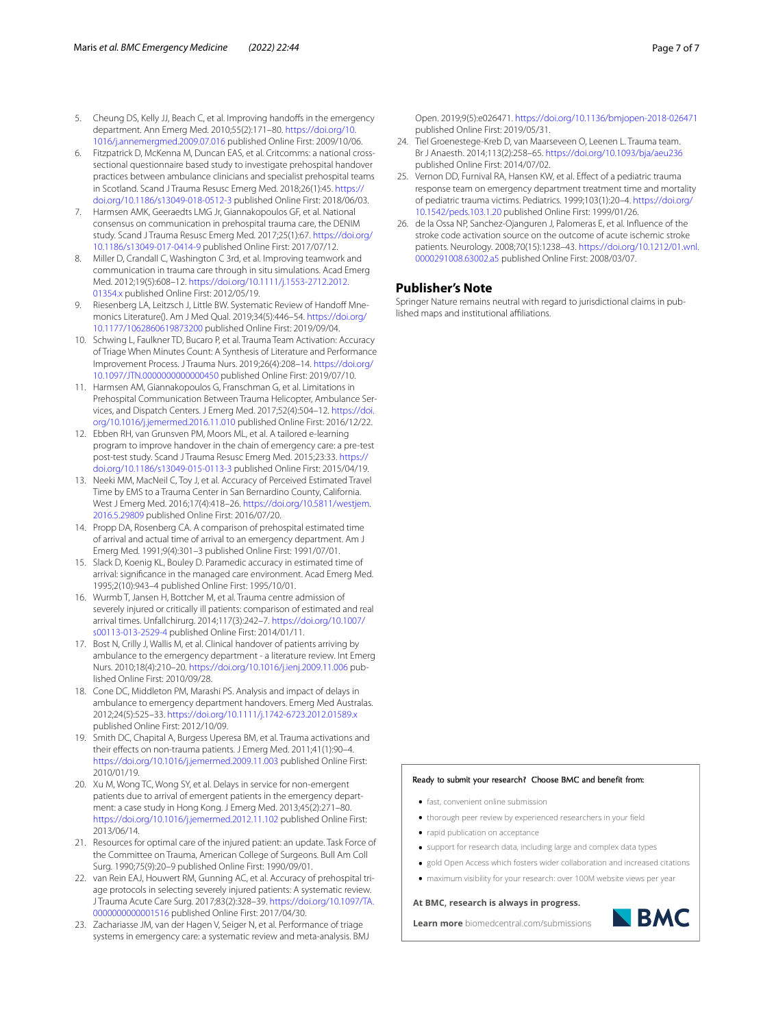5. Cheung DS, Kelly JJ, Beach C, et al. Improving handoffs in the emergency department. Ann Emerg Med. 2010;55(2):171–80. https://doi.org/10.1016/j.annemergmed.2009.07.016 published Online First: 2009/10/06.
6. Fitzpatrick D, McKenna M, Duncan EAS, et al. Critcomms: a national cross-sectional questionnaire based study to investigate prehospital handover practices between ambulance clinicians and specialist prehospital teams in Scotland. Scand J Trauma Resusc Emerg Med. 2018;26(1):45. https://doi.org/10.1186/s13049-018-0512-3 published Online First: 2018/06/03.
7. Harmsen AMK, Geeraedts LMG Jr, Giannakopoulos GF, et al. National consensus on communication in prehospital trauma care, the DENIM study. Scand J Trauma Resusc Emerg Med. 2017;25(1):67. https://doi.org/10.1186/s13049-017-0414-9 published Online First: 2017/07/12.
8. Miller D, Crandall C, Washington C 3rd, et al. Improving teamwork and communication in trauma care through in situ simulations. Acad Emerg Med. 2012;19(5):608–12. https://doi.org/10.1111/j.1553-2712.2012.01354.x published Online First: 2012/05/19.
9. Riesenberg LA, Leitzsch J, Little BW. Systematic Review of Handoff Mnemonics Literature(). Am J Med Qual. 2019;34(5):446–54. https://doi.org/10.1177/1062860619873200 published Online First: 2019/09/04.
10. Schwing L, Faulkner TD, Bucaro P, et al. Trauma Team Activation: Accuracy of Triage When Minutes Count: A Synthesis of Literature and Performance Improvement Process. J Trauma Nurs. 2019;26(4):208–14. https://doi.org/10.1097/JTN.0000000000000450 published Online First: 2019/07/10.
11. Harmsen AM, Giannakopoulos G, Franschman G, et al. Limitations in Prehospital Communication Between Trauma Helicopter, Ambulance Services, and Dispatch Centers. J Emerg Med. 2017;52(4):504–12. https://doi.org/10.1016/j.jemermed.2016.11.010 published Online First: 2016/12/22.
12. Ebben RH, van Grunsven PM, Moors ML, et al. A tailored e-learning program to improve handover in the chain of emergency care: a pre-test post-test study. Scand J Trauma Resusc Emerg Med. 2015;23:33. https://doi.org/10.1186/s13049-015-0113-3 published Online First: 2015/04/19.
13. Neeki MM, MacNeil C, Toy J, et al. Accuracy of Perceived Estimated Travel Time by EMS to a Trauma Center in San Bernardino County, California. West J Emerg Med. 2016;17(4):418–26. https://doi.org/10.5811/westjem.2016.5.29809 published Online First: 2016/07/20.
14. Propp DA, Rosenberg CA. A comparison of prehospital estimated time of arrival and actual time of arrival to an emergency department. Am J Emerg Med. 1991;9(4):301–3 published Online First: 1991/07/01.
15. Slack D, Koenig KL, Bouley D. Paramedic accuracy in estimated time of arrival: significance in the managed care environment. Acad Emerg Med. 1995;2(10):943–4 published Online First: 1995/10/01.
16. Wurmb T, Jansen H, Bottcher M, et al. Trauma centre admission of severely injured or critically ill patients: comparison of estimated and real arrival times. Unfallchirurg. 2014;117(3):242–7. https://doi.org/10.1007/s00113-013-2529-4 published Online First: 2014/01/11.
17. Bost N, Crilly J, Wallis M, et al. Clinical handover of patients arriving by ambulance to the emergency department - a literature review. Int Emerg Nurs. 2010;18(4):210–20. https://doi.org/10.1016/j.ienj.2009.11.006 published Online First: 2010/09/28.
18. Cone DC, Middleton PM, Marashi PS. Analysis and impact of delays in ambulance to emergency department handovers. Emerg Med Australas. 2012;24(5):525–33. https://doi.org/10.1111/j.1742-6723.2012.01589.x published Online First: 2012/10/09.
19. Smith DC, Chapital A, Burgess Uperesa BM, et al. Trauma activations and their effects on non-trauma patients. J Emerg Med. 2011;41(1):90–4. https://doi.org/10.1016/j.jemermed.2009.11.003 published Online First: 2010/01/19.
20. Xu M, Wong TC, Wong SY, et al. Delays in service for non-emergent patients due to arrival of emergent patients in the emergency department: a case study in Hong Kong. J Emerg Med. 2013;45(2):271–80. https://doi.org/10.1016/j.jemermed.2012.11.102 published Online First: 2013/06/14.
21. Resources for optimal care of the injured patient: an update. Task Force of the Committee on Trauma, American College of Surgeons. Bull Am Coll Surg. 1990;75(9):20–9 published Online First: 1990/09/01.
22. van Rein EAJ, Houwert RM, Gunning AC, et al. Accuracy of prehospital triage protocols in selecting severely injured patients: A systematic review. J Trauma Acute Care Surg. 2017;83(2):328–39. https://doi.org/10.1097/TA.0000000000001516 published Online First: 2017/04/30.
23. Zachariasse JM, van der Hagen V, Seiger N, et al. Performance of triage systems in emergency care: a systematic review and meta-analysis. BMJ Open. 2019;9(5):e026471. https://doi.org/10.1136/bmjopen-2018-026471 published Online First: 2019/05/31.
24. Tiel Groenestege-Kreb D, van Maarseveen O, Leenen L. Trauma team. Br J Anaesth. 2014;113(2):258–65. https://doi.org/10.1093/bja/aeu236 published Online First: 2014/07/02.
25. Vernon DD, Furnival RA, Hansen KW, et al. Effect of a pediatric trauma response team on emergency department treatment time and mortality of pediatric trauma victims. Pediatrics. 1999;103(1):20–4. https://doi.org/10.1542/peds.103.1.20 published Online First: 1999/01/26.
26. de la Ossa NP, Sanchez-Ojanguren J, Palomeras E, et al. Influence of the stroke code activation source on the outcome of acute ischemic stroke patients. Neurology. 2008;70(15):1238–43. https://doi.org/10.1212/01.wnl.0000291008.63002.a5 published Online First: 2008/03/07.

## Publisher's Note

Springer Nature remains neutral with regard to jurisdictional claims in published maps and institutional affiliations.

Ready to submit your research? Choose BMC and benefit from:

- fast, convenient online submission
- thorough peer review by experienced researchers in your field
- rapid publication on acceptance
- support for research data, including large and complex data types
- gold Open Access which fosters wider collaboration and increased citations
- maximum visibility for your research: over 100M website views per year

**At BMC, research is always in progress.**

**Learn more** biomedcentral.com/submissions

BMC